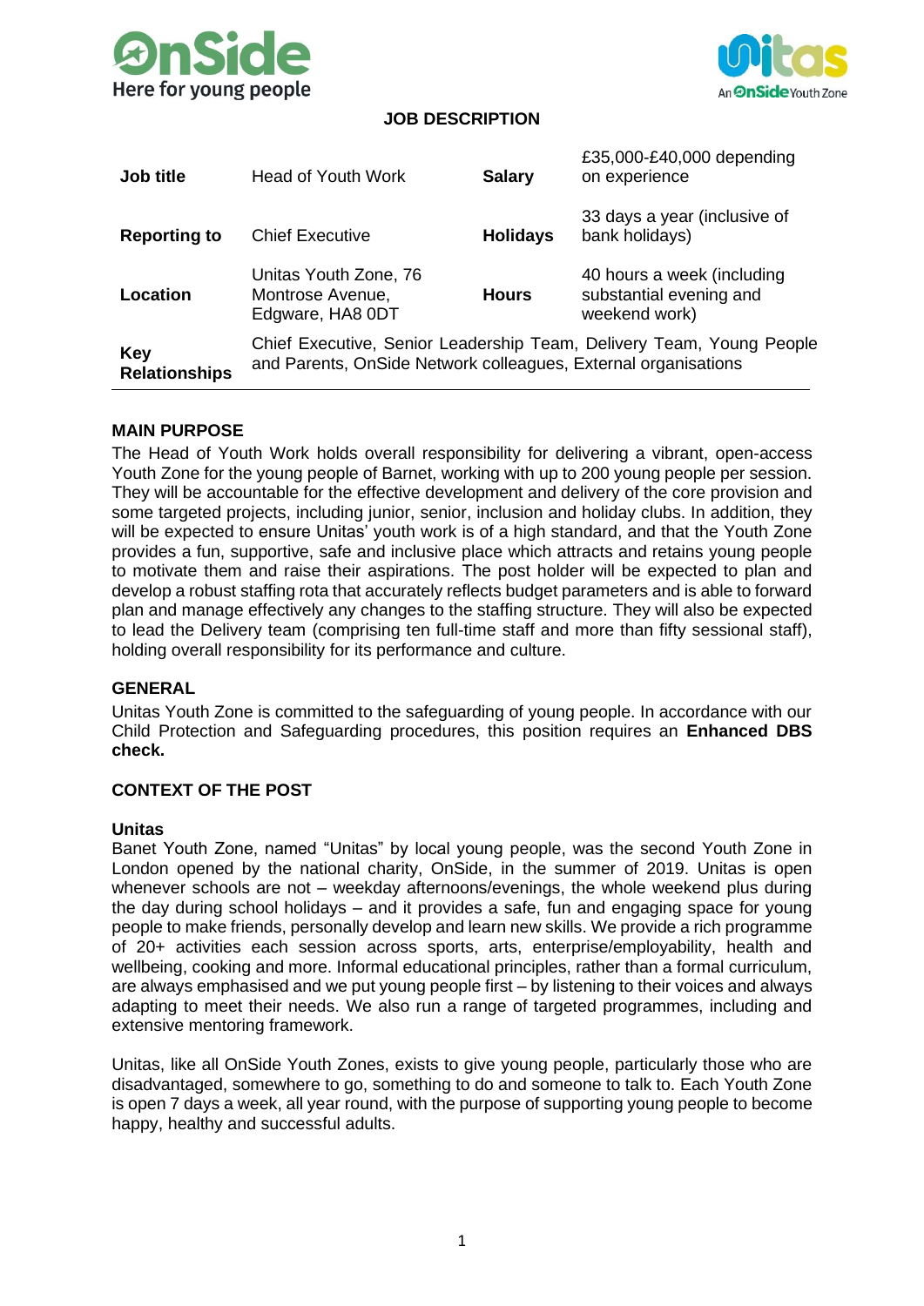# JOB DESCRIPTION

| | | | |
|---|---|---|---|
| **Job title** | Head of Youth Work | **Salary** | £35,000-£40,000 depending on experience |
| **Reporting to** | Chief Executive | **Holidays** | 33 days a year (inclusive of bank holidays) |
| **Location** | Unitas Youth Zone, 76 Montrose Avenue, Edgware, HA8 0DT | **Hours** | 40 hours a week (including substantial evening and weekend work) |
| **Key Relationships** | Chief Executive, Senior Leadership Team, Delivery Team, Young People and Parents, OnSide Network colleagues, External organisations | | |

## MAIN PURPOSE

The Head of Youth Work holds overall responsibility for delivering a vibrant, open-access Youth Zone for the young people of Barnet, working with up to 200 young people per session. They will be accountable for the effective development and delivery of the core provision and some targeted projects, including junior, senior, inclusion and holiday clubs. In addition, they will be expected to ensure Unitas' youth work is of a high standard, and that the Youth Zone provides a fun, supportive, safe and inclusive place which attracts and retains young people to motivate them and raise their aspirations. The post holder will be expected to plan and develop a robust staffing rota that accurately reflects budget parameters and is able to forward plan and manage effectively any changes to the staffing structure. They will also be expected to lead the Delivery team (comprising ten full-time staff and more than fifty sessional staff), holding overall responsibility for its performance and culture.

## GENERAL

Unitas Youth Zone is committed to the safeguarding of young people. In accordance with our Child Protection and Safeguarding procedures, this position requires an **Enhanced DBS check.**

## CONTEXT OF THE POST

### Unitas

Banet Youth Zone, named "Unitas" by local young people, was the second Youth Zone in London opened by the national charity, OnSide, in the summer of 2019. Unitas is open whenever schools are not – weekday afternoons/evenings, the whole weekend plus during the day during school holidays – and it provides a safe, fun and engaging space for young people to make friends, personally develop and learn new skills. We provide a rich programme of 20+ activities each session across sports, arts, enterprise/employability, health and wellbeing, cooking and more. Informal educational principles, rather than a formal curriculum, are always emphasised and we put young people first – by listening to their voices and always adapting to meet their needs. We also run a range of targeted programmes, including and extensive mentoring framework.

Unitas, like all OnSide Youth Zones, exists to give young people, particularly those who are disadvantaged, somewhere to go, something to do and someone to talk to. Each Youth Zone is open 7 days a week, all year round, with the purpose of supporting young people to become happy, healthy and successful adults.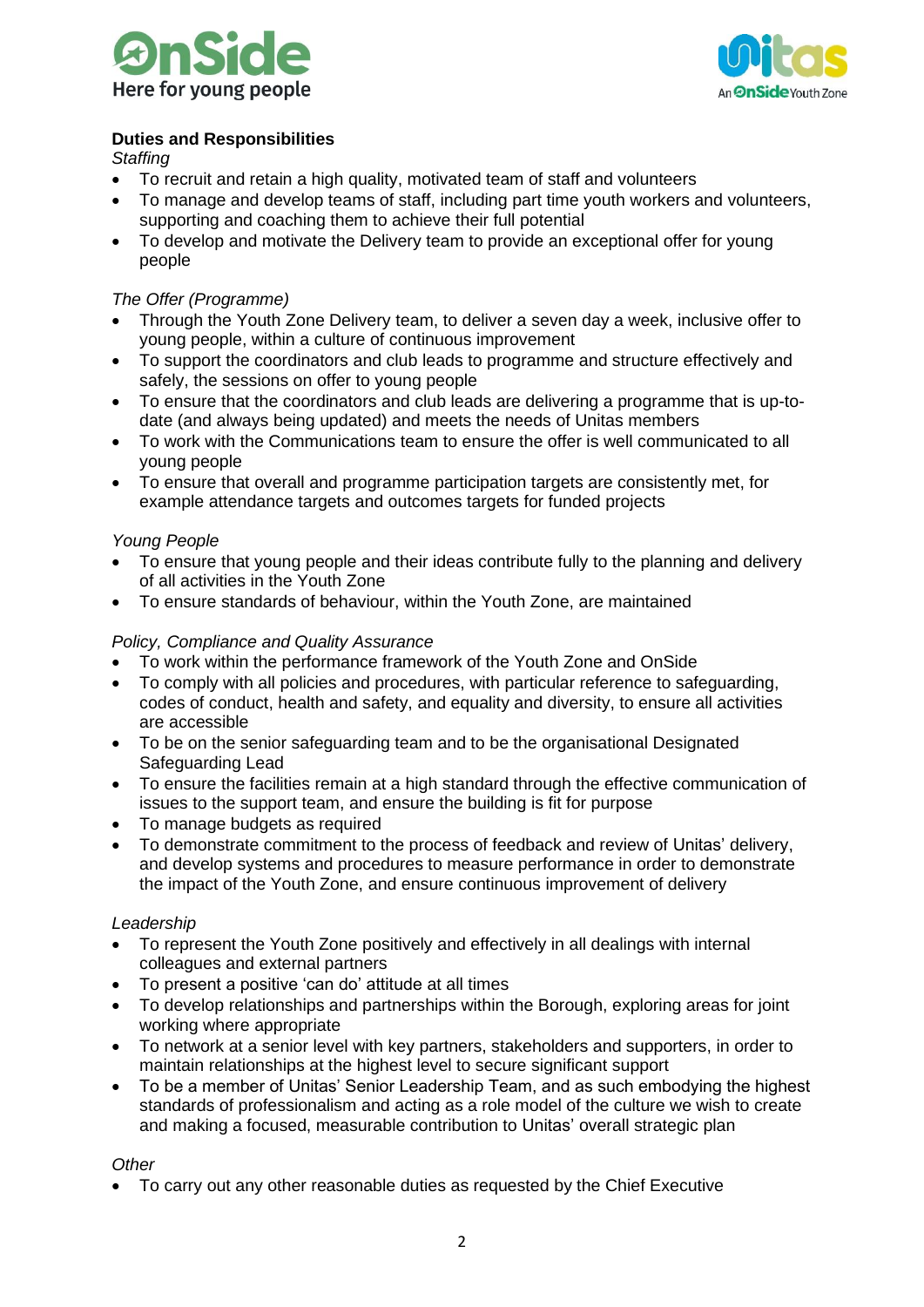**Duties and Responsibilities**

*Staffing*

- To recruit and retain a high quality, motivated team of staff and volunteers
- To manage and develop teams of staff, including part time youth workers and volunteers, supporting and coaching them to achieve their full potential
- To develop and motivate the Delivery team to provide an exceptional offer for young people

*The Offer (Programme)*

- Through the Youth Zone Delivery team, to deliver a seven day a week, inclusive offer to young people, within a culture of continuous improvement
- To support the coordinators and club leads to programme and structure effectively and safely, the sessions on offer to young people
- To ensure that the coordinators and club leads are delivering a programme that is up-to-date (and always being updated) and meets the needs of Unitas members
- To work with the Communications team to ensure the offer is well communicated to all young people
- To ensure that overall and programme participation targets are consistently met, for example attendance targets and outcomes targets for funded projects

*Young People*

- To ensure that young people and their ideas contribute fully to the planning and delivery of all activities in the Youth Zone
- To ensure standards of behaviour, within the Youth Zone, are maintained

*Policy, Compliance and Quality Assurance*

- To work within the performance framework of the Youth Zone and OnSide
- To comply with all policies and procedures, with particular reference to safeguarding, codes of conduct, health and safety, and equality and diversity, to ensure all activities are accessible
- To be on the senior safeguarding team and to be the organisational Designated Safeguarding Lead
- To ensure the facilities remain at a high standard through the effective communication of issues to the support team, and ensure the building is fit for purpose
- To manage budgets as required
- To demonstrate commitment to the process of feedback and review of Unitas' delivery, and develop systems and procedures to measure performance in order to demonstrate the impact of the Youth Zone, and ensure continuous improvement of delivery

*Leadership*

- To represent the Youth Zone positively and effectively in all dealings with internal colleagues and external partners
- To present a positive 'can do' attitude at all times
- To develop relationships and partnerships within the Borough, exploring areas for joint working where appropriate
- To network at a senior level with key partners, stakeholders and supporters, in order to maintain relationships at the highest level to secure significant support
- To be a member of Unitas' Senior Leadership Team, and as such embodying the highest standards of professionalism and acting as a role model of the culture we wish to create and making a focused, measurable contribution to Unitas' overall strategic plan

*Other*

- To carry out any other reasonable duties as requested by the Chief Executive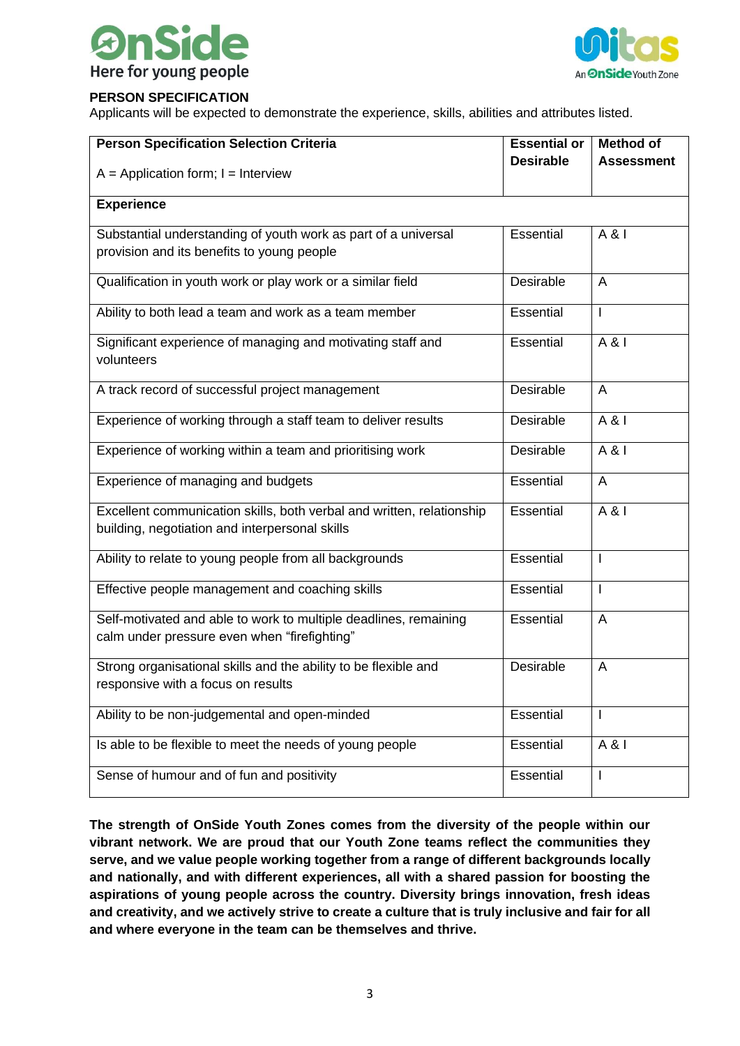**PERSON SPECIFICATION**

Applicants will be expected to demonstrate the experience, skills, abilities and attributes listed.

| **Person Specification Selection Criteria**<br><br>A = Application form; I = Interview | **Essential or Desirable** | **Method of Assessment** |
|---|---|---|
| **Experience** | | |
| Substantial understanding of youth work as part of a universal provision and its benefits to young people | Essential | A & I |
| Qualification in youth work or play work or a similar field | Desirable | A |
| Ability to both lead a team and work as a team member | Essential | I |
| Significant experience of managing and motivating staff and volunteers | Essential | A & I |
| A track record of successful project management | Desirable | A |
| Experience of working through a staff team to deliver results | Desirable | A & I |
| Experience of working within a team and prioritising work | Desirable | A & I |
| Experience of managing and budgets | Essential | A |
| Excellent communication skills, both verbal and written, relationship building, negotiation and interpersonal skills | Essential | A & I |
| Ability to relate to young people from all backgrounds | Essential | I |
| Effective people management and coaching skills | Essential | I |
| Self-motivated and able to work to multiple deadlines, remaining calm under pressure even when "firefighting" | Essential | A |
| Strong organisational skills and the ability to be flexible and responsive with a focus on results | Desirable | A |
| Ability to be non-judgemental and open-minded | Essential | I |
| Is able to be flexible to meet the needs of young people | Essential | A & I |
| Sense of humour and of fun and positivity | Essential | I |

**The strength of OnSide Youth Zones comes from the diversity of the people within our vibrant network. We are proud that our Youth Zone teams reflect the communities they serve, and we value people working together from a range of different backgrounds locally and nationally, and with different experiences, all with a shared passion for boosting the aspirations of young people across the country. Diversity brings innovation, fresh ideas and creativity, and we actively strive to create a culture that is truly inclusive and fair for all and where everyone in the team can be themselves and thrive.**